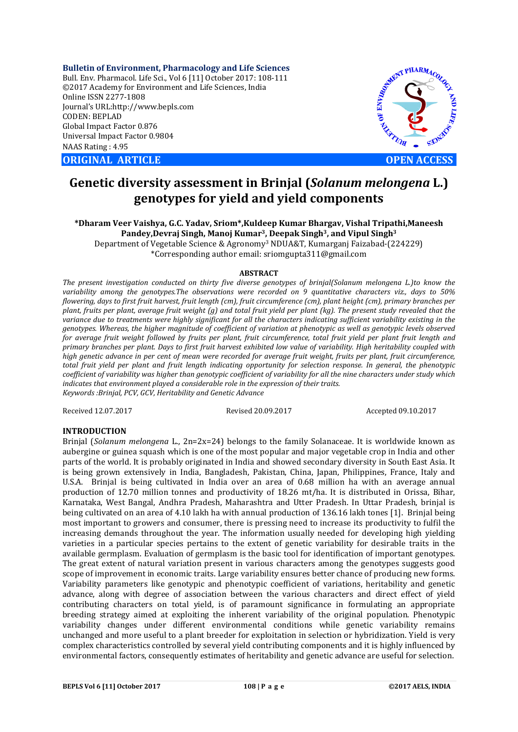**Bulletin of Environment, Pharmacology and Life Sciences**
Bull. Env. Pharmacol. Life Sci., Vol 6 [11] October 2017: 108-111
©2017 Academy for Environment and Life Sciences, India
Online ISSN 2277-1808
Journal's URL:http://www.bepls.com
CODEN: BEPLAD
Global Impact Factor 0.876
Universal Impact Factor 0.9804
NAAS Rating : 4.95

**ORIGINAL ARTICLE** **OPEN ACCESS**

# Genetic diversity assessment in Brinjal (*Solanum melongena* L.) genotypes for yield and yield components

**\*Dharam Veer Vaishya, G.C. Yadav, Sriom\*, Kuldeep Kumar Bhargav, Vishal Tripathi, Maneesh Pandey, Devraj Singh, Manoj Kumar[3], Deepak Singh[3], and Vipul Singh[3]**

Department of Vegetable Science & Agronomy[3] NDUA&T, Kumarganj Faizabad-(224229)

\*Corresponding author email: sriomgupta311@gmail.com

**ABSTRACT**

*The present investigation conducted on thirty five diverse genotypes of brinjal(Solanum melongena L.)to know the variability among the genotypes.The observations were recorded on 9 quantitative characters viz., days to 50% flowering, days to first fruit harvest, fruit length (cm), fruit circumference (cm), plant height (cm), primary branches per plant, fruits per plant, average fruit weight (g) and total fruit yield per plant (kg). The present study revealed that the variance due to treatments were highly significant for all the characters indicating sufficient variability existing in the genotypes. Whereas, the higher magnitude of coefficient of variation at phenotypic as well as genotypic levels observed for average fruit weight followed by fruits per plant, fruit circumference, total fruit yield per plant fruit length and primary branches per plant. Days to first fruit harvest exhibited low value of variability. High heritability coupled with high genetic advance in per cent of mean were recorded for average fruit weight, fruits per plant, fruit circumference, total fruit yield per plant and fruit length indicating opportunity for selection response. In general, the phenotypic coefficient of variability was higher than genotypic coefficient of variability for all the nine characters under study which indicates that environment played a considerable role in the expression of their traits.*

*Keywords :Brinjal, PCV, GCV, Heritability and Genetic Advance*

Received 12.07.2017 Revised 20.09.2017 Accepted 09.10.2017

## INTRODUCTION

Brinjal (*Solanum melongena* L., 2n=2x=24) belongs to the family Solanaceae. It is worldwide known as aubergine or guinea squash which is one of the most popular and major vegetable crop in India and other parts of the world. It is probably originated in India and showed secondary diversity in South East Asia. It is being grown extensively in India, Bangladesh, Pakistan, China, Japan, Philippines, France, Italy and U.S.A. Brinjal is being cultivated in India over an area of 0.68 million ha with an average annual production of 12.70 million tonnes and productivity of 18.26 mt/ha. It is distributed in Orissa, Bihar, Karnataka, West Bangal, Andhra Pradesh, Maharashtra and Utter Pradesh. In Uttar Pradesh, brinjal is being cultivated on an area of 4.10 lakh ha with annual production of 136.16 lakh tones [1]. Brinjal being most important to growers and consumer, there is pressing need to increase its productivity to fulfil the increasing demands throughout the year. The information usually needed for developing high yielding varieties in a particular species pertains to the extent of genetic variability for desirable traits in the available germplasm. Evaluation of germplasm is the basic tool for identification of important genotypes. The great extent of natural variation present in various characters among the genotypes suggests good scope of improvement in economic traits. Large variability ensures better chance of producing new forms. Variability parameters like genotypic and phenotypic coefficient of variations, heritability and genetic advance, along with degree of association between the various characters and direct effect of yield contributing characters on total yield, is of paramount significance in formulating an appropriate breeding strategy aimed at exploiting the inherent variability of the original population. Phenotypic variability changes under different environmental conditions while genetic variability remains unchanged and more useful to a plant breeder for exploitation in selection or hybridization. Yield is very complex characteristics controlled by several yield contributing components and it is highly influenced by environmental factors, consequently estimates of heritability and genetic advance are useful for selection.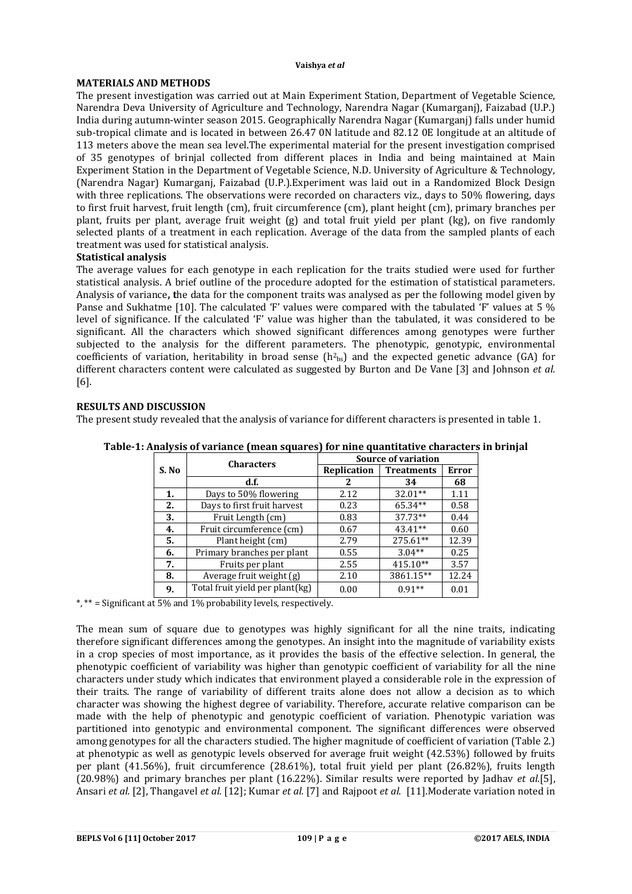## MATERIALS AND METHODS

The present investigation was carried out at Main Experiment Station, Department of Vegetable Science, Narendra Deva University of Agriculture and Technology, Narendra Nagar (Kumarganj), Faizabad (U.P.) India during autumn-winter season 2015. Geographically Narendra Nagar (Kumarganj) falls under humid sub-tropical climate and is located in between 26.47 0N latitude and 82.12 0E longitude at an altitude of 113 meters above the mean sea level.The experimental material for the present investigation comprised of 35 genotypes of brinjal collected from different places in India and being maintained at Main Experiment Station in the Department of Vegetable Science, N.D. University of Agriculture & Technology, (Narendra Nagar) Kumarganj, Faizabad (U.P.).Experiment was laid out in a Randomized Block Design with three replications. The observations were recorded on characters viz., days to 50% flowering, days to first fruit harvest, fruit length (cm), fruit circumference (cm), plant height (cm), primary branches per plant, fruits per plant, average fruit weight (g) and total fruit yield per plant (kg), on five randomly selected plants of a treatment in each replication. Average of the data from the sampled plants of each treatment was used for statistical analysis.

### Statistical analysis

The average values for each genotype in each replication for the traits studied were used for further statistical analysis. A brief outline of the procedure adopted for the estimation of statistical parameters. Analysis of variance**, t**he data for the component traits was analysed as per the following model given by Panse and Sukhatme [10]. The calculated 'F' values were compared with the tabulated 'F' values at 5 % level of significance. If the calculated 'F' value was higher than the tabulated, it was considered to be significant. All the characters which showed significant differences among genotypes were further subjected to the analysis for the different parameters. The phenotypic, genotypic, environmental coefficients of variation, heritability in broad sense ($h^2_{bs}$) and the expected genetic advance (GA) for different characters content were calculated as suggested by Burton and De Vane [3] and Johnson *et al.* [6].

## RESULTS AND DISCUSSION

The present study revealed that the analysis of variance for different characters is presented in table 1.

**Table-1: Analysis of variance (mean squares) for nine quantitative characters in brinjal**

| S. No | Characters | Source of variation | | |
|---|---|---|---|---|
| | | Replication | Treatments | Error |
| | d.f. | 2 | 34 | 68 |
| 1. | Days to 50% flowering | 2.12 | 32.01** | 1.11 |
| 2. | Days to first fruit harvest | 0.23 | 65.34** | 0.58 |
| 3. | Fruit Length (cm) | 0.83 | 37.73** | 0.44 |
| 4. | Fruit circumference (cm) | 0.67 | 43.41** | 0.60 |
| 5. | Plant height (cm) | 2.79 | 275.61** | 12.39 |
| 6. | Primary branches per plant | 0.55 | 3.04** | 0.25 |
| 7. | Fruits per plant | 2.55 | 415.10** | 3.57 |
| 8. | Average fruit weight (g) | 2.10 | 3861.15** | 12.24 |
| 9. | Total fruit yield per plant(kg) | 0.00 | 0.91** | 0.01 |

*, ** = Significant at 5% and 1% probability levels, respectively.

The mean sum of square due to genotypes was highly significant for all the nine traits, indicating therefore significant differences among the genotypes. An insight into the magnitude of variability exists in a crop species of most importance, as it provides the basis of the effective selection. In general, the phenotypic coefficient of variability was higher than genotypic coefficient of variability for all the nine characters under study which indicates that environment played a considerable role in the expression of their traits. The range of variability of different traits alone does not allow a decision as to which character was showing the highest degree of variability. Therefore, accurate relative comparison can be made with the help of phenotypic and genotypic coefficient of variation. Phenotypic variation was partitioned into genotypic and environmental component. The significant differences were observed among genotypes for all the characters studied. The higher magnitude of coefficient of variation (Table 2.) at phenotypic as well as genotypic levels observed for average fruit weight (42.53%) followed by fruits per plant (41.56%), fruit circumference (28.61%), total fruit yield per plant (26.82%), fruits length (20.98%) and primary branches per plant (16.22%). Similar results were reported by Jadhav *et al.*[5], Ansari *et al.* [2], Thangavel *et al.* [12]; Kumar *et al.* [7] and Rajpoot *et al.* [11].Moderate variation noted in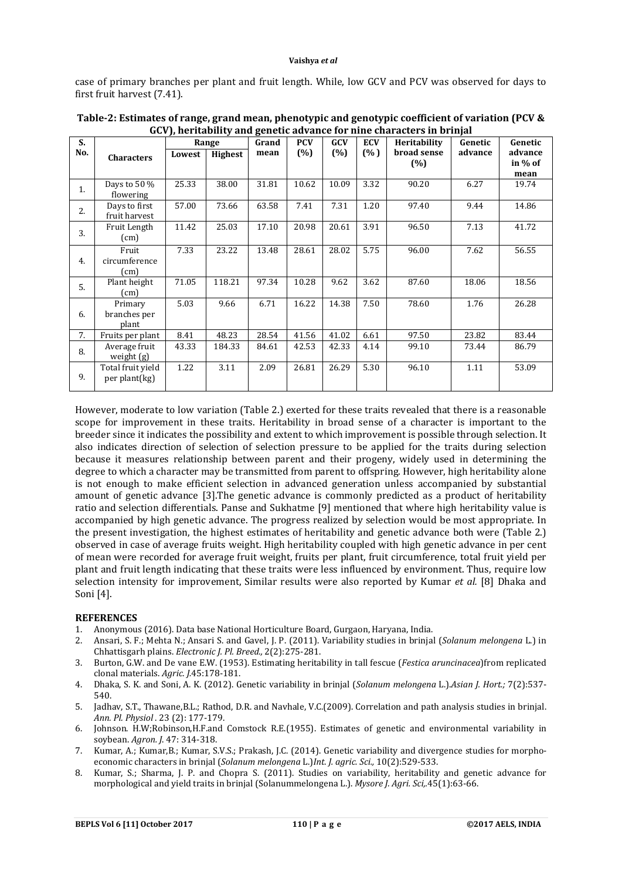case of primary branches per plant and fruit length. While, low GCV and PCV was observed for days to first fruit harvest (7.41).

**Table-2: Estimates of range, grand mean, phenotypic and genotypic coefficient of variation (PCV & GCV), heritability and genetic advance for nine characters in brinjal**

| S. No. | Characters | Range | | Grand mean | PCV (%) | GCV (%) | ECV (% ) | Heritability broad sense (%) | Genetic advance | Genetic advance in % of mean |
|---|---|---|---|---|---|---|---|---|---|---|
| | | Lowest | Highest | | | | | | | |
| 1. | Days to 50 % flowering | 25.33 | 38.00 | 31.81 | 10.62 | 10.09 | 3.32 | 90.20 | 6.27 | 19.74 |
| 2. | Days to first fruit harvest | 57.00 | 73.66 | 63.58 | 7.41 | 7.31 | 1.20 | 97.40 | 9.44 | 14.86 |
| 3. | Fruit Length (cm) | 11.42 | 25.03 | 17.10 | 20.98 | 20.61 | 3.91 | 96.50 | 7.13 | 41.72 |
| 4. | Fruit circumference (cm) | 7.33 | 23.22 | 13.48 | 28.61 | 28.02 | 5.75 | 96.00 | 7.62 | 56.55 |
| 5. | Plant height (cm) | 71.05 | 118.21 | 97.34 | 10.28 | 9.62 | 3.62 | 87.60 | 18.06 | 18.56 |
| 6. | Primary branches per plant | 5.03 | 9.66 | 6.71 | 16.22 | 14.38 | 7.50 | 78.60 | 1.76 | 26.28 |
| 7. | Fruits per plant | 8.41 | 48.23 | 28.54 | 41.56 | 41.02 | 6.61 | 97.50 | 23.82 | 83.44 |
| 8. | Average fruit weight (g) | 43.33 | 184.33 | 84.61 | 42.53 | 42.33 | 4.14 | 99.10 | 73.44 | 86.79 |
| 9. | Total fruit yield per plant(kg) | 1.22 | 3.11 | 2.09 | 26.81 | 26.29 | 5.30 | 96.10 | 1.11 | 53.09 |

However, moderate to low variation (Table 2.) exerted for these traits revealed that there is a reasonable scope for improvement in these traits. Heritability in broad sense of a character is important to the breeder since it indicates the possibility and extent to which improvement is possible through selection. It also indicates direction of selection of selection pressure to be applied for the traits during selection because it measures relationship between parent and their progeny, widely used in determining the degree to which a character may be transmitted from parent to offspring. However, high heritability alone is not enough to make efficient selection in advanced generation unless accompanied by substantial amount of genetic advance [3].The genetic advance is commonly predicted as a product of heritability ratio and selection differentials. Panse and Sukhatme [9] mentioned that where high heritability value is accompanied by high genetic advance. The progress realized by selection would be most appropriate. In the present investigation, the highest estimates of heritability and genetic advance both were (Table 2.) observed in case of average fruits weight. High heritability coupled with high genetic advance in per cent of mean were recorded for average fruit weight, fruits per plant, fruit circumference, total fruit yield per plant and fruit length indicating that these traits were less influenced by environment. Thus, require low selection intensity for improvement, Similar results were also reported by Kumar *et al.* [8] Dhaka and Soni [4].

## REFERENCES

1. Anonymous (2016). Data base National Horticulture Board, Gurgaon, Haryana, India.
2. Ansari, S. F.; Mehta N.; Ansari S. and Gavel, J. P. (2011). Variability studies in brinjal (*Solanum melongena* L.) in Chhattisgarh plains. *Electronic J. Pl. Breed.,* 2(2):275-281.
3. Burton, G.W. and De vane E.W. (1953). Estimating heritability in tall fescue (*Festica aruncinacea*)from replicated clonal materials. *Agric. J.*45:178-181.
4. Dhaka, S. K. and Soni, A. K. (2012). Genetic variability in brinjal (*Solanum melongena* L.).*Asian J. Hort.;* 7(2):537-540.
5. Jadhav, S.T., Thawane,B.L.; Rathod, D.R. and Navhale, V.C.(2009). Correlation and path analysis studies in brinjal. *Ann. Pl. Physiol* . 23 (2): 177-179.
6. Johnson. H.W;Robinson,H.F.and Comstock R.E.(1955). Estimates of genetic and environmental variability in soybean. *Agron. J.* 47: 314-318.
7. Kumar, A.; Kumar,B.; Kumar, S.V.S.; Prakash, J.C. (2014). Genetic variability and divergence studies for morpho-economic characters in brinjal (*Solanum melongena* L.)*Int. J. agric. Sci.,* 10(2):529-533.
8. Kumar, S.; Sharma, J. P. and Chopra S. (2011). Studies on variability, heritability and genetic advance for morphological and yield traits in brinjal (Solanummelongena L.). *Mysore J. Agri. Sci,.*45(1):63-66.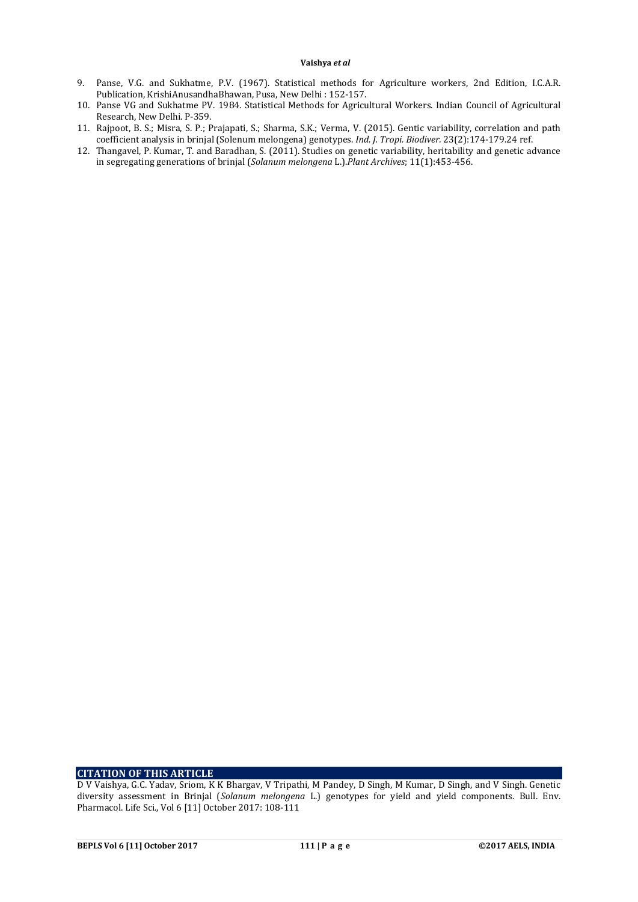9. Panse, V.G. and Sukhatme, P.V. (1967). Statistical methods for Agriculture workers, 2nd Edition, I.C.A.R. Publication, KrishiAnusandhaBhawan, Pusa, New Delhi : 152-157.
10. Panse VG and Sukhatme PV. 1984. Statistical Methods for Agricultural Workers. Indian Council of Agricultural Research, New Delhi. P-359.
11. Rajpoot, B. S.; Misra, S. P.; Prajapati, S.; Sharma, S.K.; Verma, V. (2015). Gentic variability, correlation and path coefficient analysis in brinjal (Solenum melongena) genotypes. *Ind. J. Tropi. Biodiver*. 23(2):174-179.24 ref.
12. Thangavel, P. Kumar, T. and Baradhan, S. (2011). Studies on genetic variability, heritability and genetic advance in segregating generations of brinjal (*Solanum melongena* L.).*Plant Archives*; 11(1):453-456.

**CITATION OF THIS ARTICLE**

D V Vaishya, G.C. Yadav, Sriom, K K Bhargav, V Tripathi, M Pandey, D Singh, M Kumar, D Singh, and V Singh. Genetic diversity assessment in Brinjal (*Solanum melongena* L.) genotypes for yield and yield components. Bull. Env. Pharmacol. Life Sci., Vol 6 [11] October 2017: 108-111